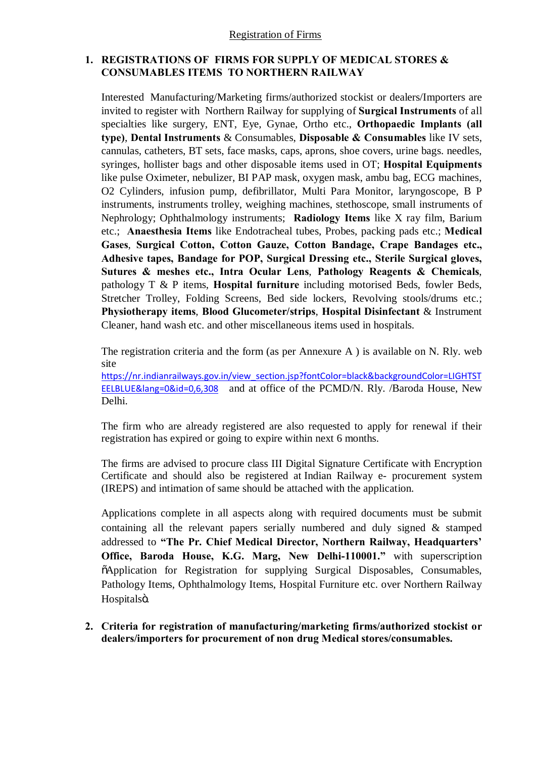Registration of Firms

## 1. REGISTRATIONS OF FIRMS FOR SUPPLY OF MEDICAL STORES & CONSUMABLES ITEMS TO NORTHERN RAILWAY

Interested Manufacturing/Marketing firms/authorized stockist or dealers/Importers are invited to register with Northern Railway for supplying of **Surgical Instruments** of all specialties like surgery, ENT, Eye, Gynae, Ortho etc., **Orthopaedic Implants (all type)**, **Dental Instruments** & Consumables, **Disposable & Consumables** like IV sets, cannulas, catheters, BT sets, face masks, caps, aprons, shoe covers, urine bags. needles, syringes, hollister bags and other disposable items used in OT; **Hospital Equipments** like pulse Oximeter, nebulizer, BI PAP mask, oxygen mask, ambu bag, ECG machines, O2 Cylinders, infusion pump, defibrillator, Multi Para Monitor, laryngoscope, B P instruments, instruments trolley, weighing machines, stethoscope, small instruments of Nephrology; Ophthalmology instruments; **Radiology Items** like X ray film, Barium etc.; **Anaesthesia Items** like Endotracheal tubes, Probes, packing pads etc.; **Medical Gases**, **Surgical Cotton, Cotton Gauze, Cotton Bandage, Crape Bandages etc., Adhesive tapes, Bandage for POP, Surgical Dressing etc., Sterile Surgical gloves, Sutures & meshes etc., Intra Ocular Lens**, **Pathology Reagents & Chemicals**, pathology T & P items, **Hospital furniture** including motorised Beds, fowler Beds, Stretcher Trolley, Folding Screens, Bed side lockers, Revolving stools/drums etc.; **Physiotherapy items**, **Blood Glucometer/strips**, **Hospital Disinfectant** & Instrument Cleaner, hand wash etc. and other miscellaneous items used in hospitals.

The registration criteria and the form (as per Annexure A ) is available on N. Rly. web site https://nr.indianrailways.gov.in/view_section.jsp?fontColor=black&backgroundColor=LIGHTSTEELBLUE&lang=0&id=0,6,308 and at office of the PCMD/N. Rly. /Baroda House, New Delhi.

The firm who are already registered are also requested to apply for renewal if their registration has expired or going to expire within next 6 months.

The firms are advised to procure class III Digital Signature Certificate with Encryption Certificate and should also be registered at Indian Railway e- procurement system (IREPS) and intimation of same should be attached with the application.

Applications complete in all aspects along with required documents must be submit containing all the relevant papers serially numbered and duly signed & stamped addressed to **"The Pr. Chief Medical Director, Northern Railway, Headquarters' Office, Baroda House, K.G. Marg, New Delhi-110001."** with superscription "Application for Registration for supplying Surgical Disposables, Consumables, Pathology Items, Ophthalmology Items, Hospital Furniture etc. over Northern Railway Hospitals".

## 2. Criteria for registration of manufacturing/marketing firms/authorized stockist or dealers/importers for procurement of non drug Medical stores/consumables.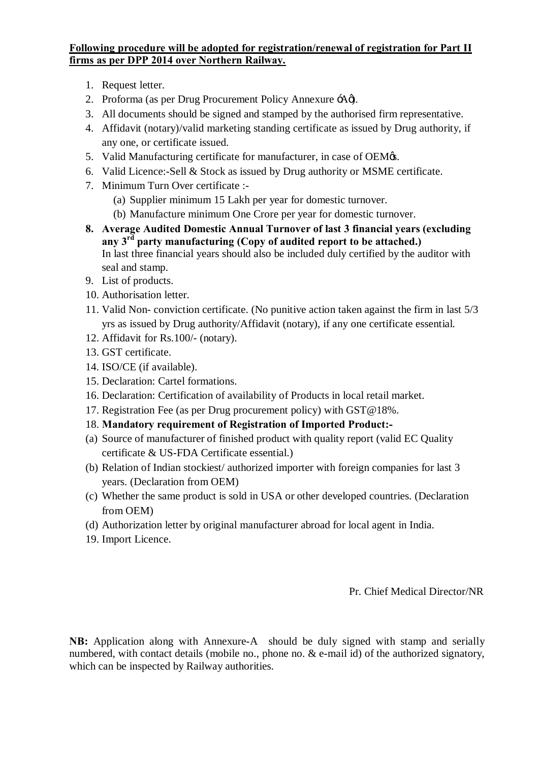**Following procedure will be adopted for registration/renewal of registration for Part II firms as per DPP 2014 over Northern Railway.**

1. Request letter.
2. Proforma (as per Drug Procurement Policy Annexure 'A').
3. All documents should be signed and stamped by the authorised firm representative.
4. Affidavit (notary)/valid marketing standing certificate as issued by Drug authority, if any one, or certificate issued.
5. Valid Manufacturing certificate for manufacturer, in case of OEM's.
6. Valid Licence:-Sell & Stock as issued by Drug authority or MSME certificate.
7. Minimum Turn Over certificate :-
   (a) Supplier minimum 15 Lakh per year for domestic turnover.
   (b) Manufacture minimum One Crore per year for domestic turnover.
8. **Average Audited Domestic Annual Turnover of last 3 financial years (excluding any 3rd party manufacturing (Copy of audited report to be attached.)**
   In last three financial years should also be included duly certified by the auditor with seal and stamp.
9. List of products.
10. Authorisation letter.
11. Valid Non- conviction certificate. (No punitive action taken against the firm in last 5/3 yrs as issued by Drug authority/Affidavit (notary), if any one certificate essential.
12. Affidavit for Rs.100/- (notary).
13. GST certificate.
14. ISO/CE (if available).
15. Declaration: Cartel formations.
16. Declaration: Certification of availability of Products in local retail market.
17. Registration Fee (as per Drug procurement policy) with GST@18%.
18. **Mandatory requirement of Registration of Imported Product:-**

(a) Source of manufacturer of finished product with quality report (valid EC Quality certificate & US-FDA Certificate essential.)
(b) Relation of Indian stockiest/ authorized importer with foreign companies for last 3 years. (Declaration from OEM)
(c) Whether the same product is sold in USA or other developed countries. (Declaration from OEM)
(d) Authorization letter by original manufacturer abroad for local agent in India.

19. Import Licence.

Pr. Chief Medical Director/NR

**NB:** Application along with Annexure-A should be duly signed with stamp and serially numbered, with contact details (mobile no., phone no. & e-mail id) of the authorized signatory, which can be inspected by Railway authorities.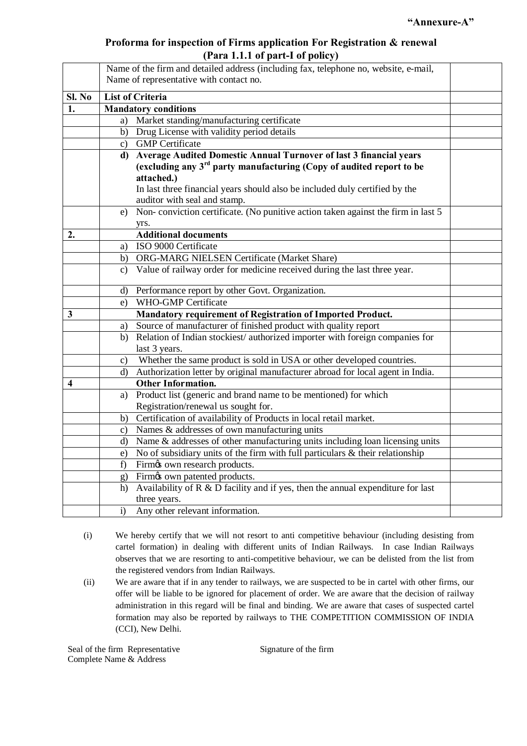**"Annexure-A"**

**Proforma for inspection of Firms application For Registration & renewal (Para 1.1.1 of part-I of policy)**

| | Name of the firm and detailed address (including fax, telephone no, website, e-mail, Name of representative with contact no. | |
|---|---|---|
| **Sl. No** | **List of Criteria** | |
| **1.** | **Mandatory conditions** | |
| | a) Market standing/manufacturing certificate | |
| | b) Drug License with validity period details | |
| | c) GMP Certificate | |
| | **d) Average Audited Domestic Annual Turnover of last 3 financial years (excluding any 3rd party manufacturing (Copy of audited report to be attached.)** In last three financial years should also be included duly certified by the auditor with seal and stamp. | |
| | e) Non- conviction certificate. (No punitive action taken against the firm in last 5 yrs. | |
| **2.** | **Additional documents** | |
| | a) ISO 9000 Certificate | |
| | b) ORG-MARG NIELSEN Certificate (Market Share) | |
| | c) Value of railway order for medicine received during the last three year. | |
| | d) Performance report by other Govt. Organization. | |
| | e) WHO-GMP Certificate | |
| **3** | **Mandatory requirement of Registration of Imported Product.** | |
| | a) Source of manufacturer of finished product with quality report | |
| | b) Relation of Indian stockiest/ authorized importer with foreign companies for last 3 years. | |
| | c) Whether the same product is sold in USA or other developed countries. | |
| | d) Authorization letter by original manufacturer abroad for local agent in India. | |
| **4** | **Other Information.** | |
| | a) Product list (generic and brand name to be mentioned) for which Registration/renewal us sought for. | |
| | b) Certification of availability of Products in local retail market. | |
| | c) Names & addresses of own manufacturing units | |
| | d) Name & addresses of other manufacturing units including loan licensing units | |
| | e) No of subsidiary units of the firm with full particulars & their relationship | |
| | f) Firm's own research products. | |
| | g) Firm's own patented products. | |
| | h) Availability of R & D facility and if yes, then the annual expenditure for last three years. | |
| | i) Any other relevant information. | |

(i) We hereby certify that we will not resort to anti competitive behaviour (including desisting from cartel formation) in dealing with different units of Indian Railways. In case Indian Railways observes that we are resorting to anti-competitive behaviour, we can be delisted from the list from the registered vendors from Indian Railways.

(ii) We are aware that if in any tender to railways, we are suspected to be in cartel with other firms, our offer will be liable to be ignored for placement of order. We are aware that the decision of railway administration in this regard will be final and binding. We are aware that cases of suspected cartel formation may also be reported by railways to THE COMPETITION COMMISSION OF INDIA (CCI), New Delhi.

Seal of the firm Representative
Complete Name & Address

Signature of the firm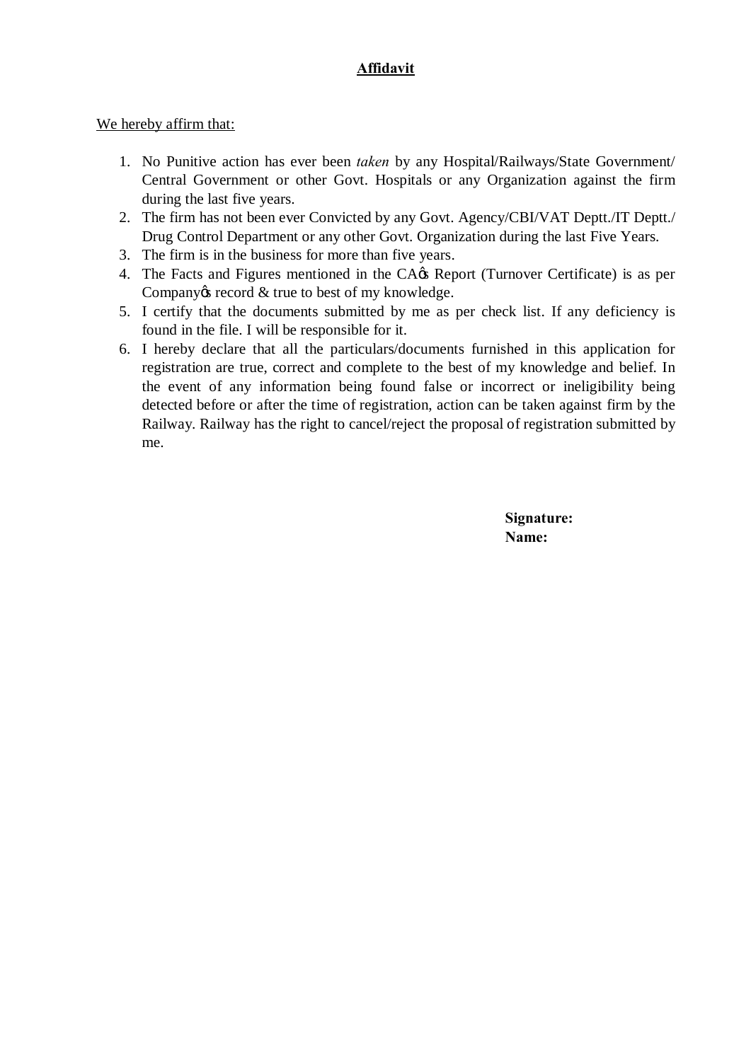**Affidavit**

We hereby affirm that:

1. No Punitive action has ever been *taken* by any Hospital/Railways/State Government/ Central Government or other Govt. Hospitals or any Organization against the firm during the last five years.
2. The firm has not been ever Convicted by any Govt. Agency/CBI/VAT Deptt./IT Deptt./ Drug Control Department or any other Govt. Organization during the last Five Years.
3. The firm is in the business for more than five years.
4. The Facts and Figures mentioned in the CAφs Report (Turnover Certificate) is as per Companyφs record & true to best of my knowledge.
5. I certify that the documents submitted by me as per check list. If any deficiency is found in the file. I will be responsible for it.
6. I hereby declare that all the particulars/documents furnished in this application for registration are true, correct and complete to the best of my knowledge and belief. In the event of any information being found false or incorrect or ineligibility being detected before or after the time of registration, action can be taken against firm by the Railway. Railway has the right to cancel/reject the proposal of registration submitted by me.

**Signature:**
**Name:**